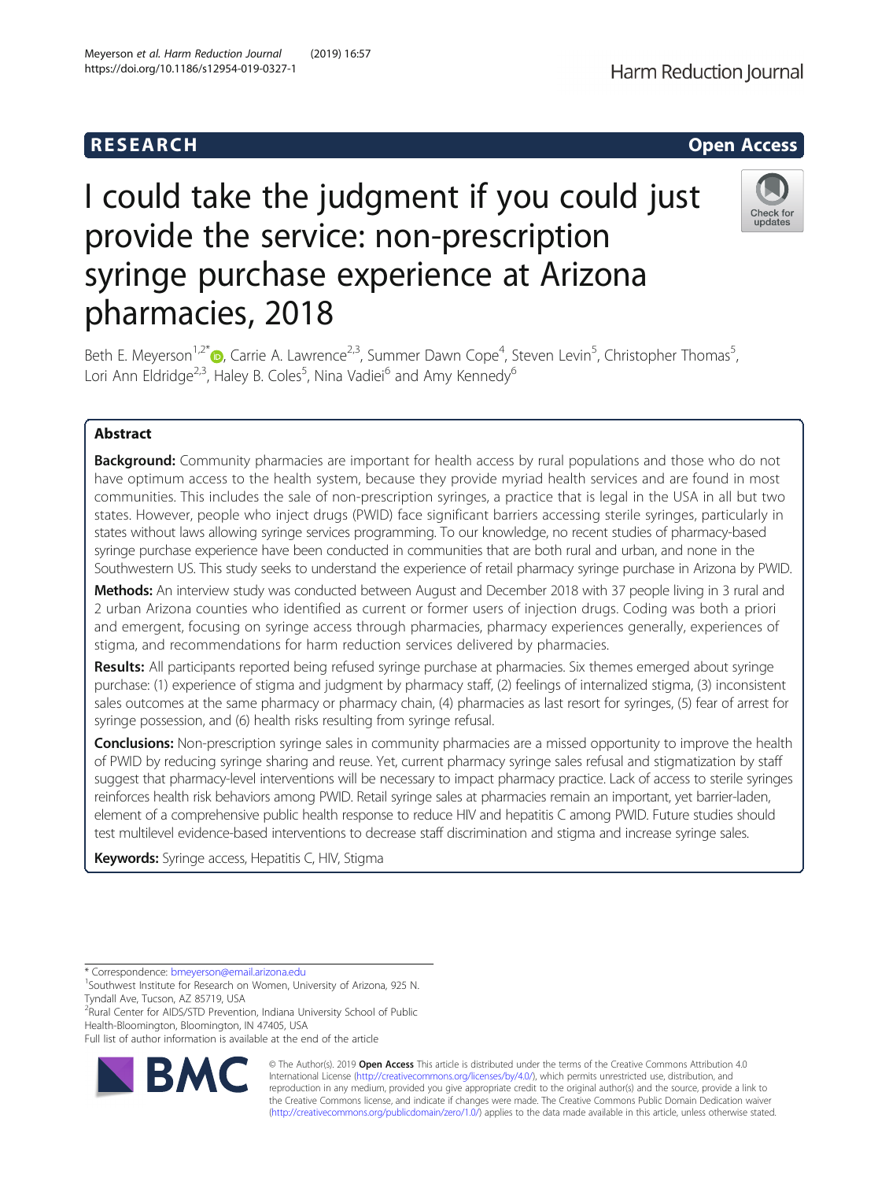RESEARCH **Open Access**

# I could take the judgment if you could just provide the service: non-prescription syringe purchase experience at Arizona pharmacies, 2018

Beth E. Meyerson[1,2*], Carrie A. Lawrence[2,3], Summer Dawn Cope[4], Steven Levin[5], Christopher Thomas[5], Lori Ann Eldridge[2,3], Haley B. Coles[5], Nina Vadiei[6] and Amy Kennedy[6]

## Abstract

**Background:** Community pharmacies are important for health access by rural populations and those who do not have optimum access to the health system, because they provide myriad health services and are found in most communities. This includes the sale of non-prescription syringes, a practice that is legal in the USA in all but two states. However, people who inject drugs (PWID) face significant barriers accessing sterile syringes, particularly in states without laws allowing syringe services programming. To our knowledge, no recent studies of pharmacy-based syringe purchase experience have been conducted in communities that are both rural and urban, and none in the Southwestern US. This study seeks to understand the experience of retail pharmacy syringe purchase in Arizona by PWID.

**Methods:** An interview study was conducted between August and December 2018 with 37 people living in 3 rural and 2 urban Arizona counties who identified as current or former users of injection drugs. Coding was both a priori and emergent, focusing on syringe access through pharmacies, pharmacy experiences generally, experiences of stigma, and recommendations for harm reduction services delivered by pharmacies.

**Results:** All participants reported being refused syringe purchase at pharmacies. Six themes emerged about syringe purchase: (1) experience of stigma and judgment by pharmacy staff, (2) feelings of internalized stigma, (3) inconsistent sales outcomes at the same pharmacy or pharmacy chain, (4) pharmacies as last resort for syringes, (5) fear of arrest for syringe possession, and (6) health risks resulting from syringe refusal.

**Conclusions:** Non-prescription syringe sales in community pharmacies are a missed opportunity to improve the health of PWID by reducing syringe sharing and reuse. Yet, current pharmacy syringe sales refusal and stigmatization by staff suggest that pharmacy-level interventions will be necessary to impact pharmacy practice. Lack of access to sterile syringes reinforces health risk behaviors among PWID. Retail syringe sales at pharmacies remain an important, yet barrier-laden, element of a comprehensive public health response to reduce HIV and hepatitis C among PWID. Future studies should test multilevel evidence-based interventions to decrease staff discrimination and stigma and increase syringe sales.

**Keywords:** Syringe access, Hepatitis C, HIV, Stigma

---

\* Correspondence: bmeyerson@email.arizona.edu
[1]Southwest Institute for Research on Women, University of Arizona, 925 N. Tyndall Ave, Tucson, AZ 85719, USA
[2]Rural Center for AIDS/STD Prevention, Indiana University School of Public Health-Bloomington, Bloomington, IN 47405, USA
Full list of author information is available at the end of the article

© The Author(s). 2019 **Open Access** This article is distributed under the terms of the Creative Commons Attribution 4.0 International License (http://creativecommons.org/licenses/by/4.0/), which permits unrestricted use, distribution, and reproduction in any medium, provided you give appropriate credit to the original author(s) and the source, provide a link to the Creative Commons license, and indicate if changes were made. The Creative Commons Public Domain Dedication waiver (http://creativecommons.org/publicdomain/zero/1.0/) applies to the data made available in this article, unless otherwise stated.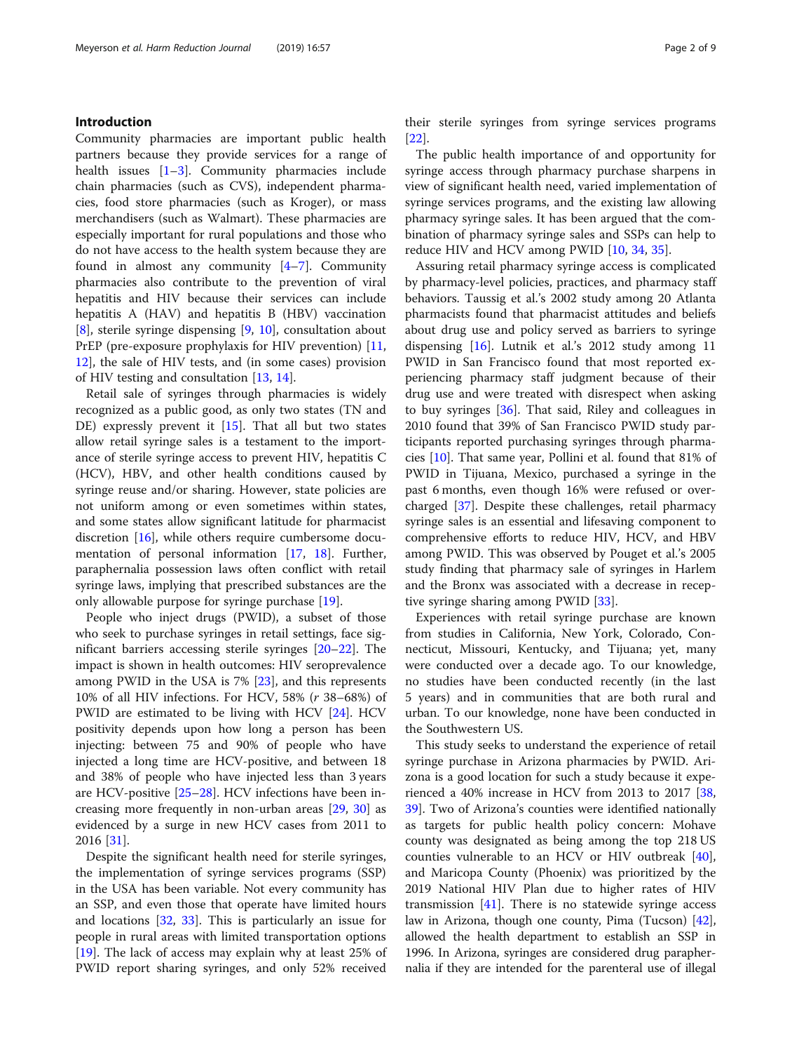## Introduction

Community pharmacies are important public health partners because they provide services for a range of health issues [1–3]. Community pharmacies include chain pharmacies (such as CVS), independent pharmacies, food store pharmacies (such as Kroger), or mass merchandisers (such as Walmart). These pharmacies are especially important for rural populations and those who do not have access to the health system because they are found in almost any community [4–7]. Community pharmacies also contribute to the prevention of viral hepatitis and HIV because their services can include hepatitis A (HAV) and hepatitis B (HBV) vaccination [8], sterile syringe dispensing [9, 10], consultation about PrEP (pre-exposure prophylaxis for HIV prevention) [11, 12], the sale of HIV tests, and (in some cases) provision of HIV testing and consultation [13, 14].

Retail sale of syringes through pharmacies is widely recognized as a public good, as only two states (TN and DE) expressly prevent it [15]. That all but two states allow retail syringe sales is a testament to the importance of sterile syringe access to prevent HIV, hepatitis C (HCV), HBV, and other health conditions caused by syringe reuse and/or sharing. However, state policies are not uniform among or even sometimes within states, and some states allow significant latitude for pharmacist discretion [16], while others require cumbersome documentation of personal information [17, 18]. Further, paraphernalia possession laws often conflict with retail syringe laws, implying that prescribed substances are the only allowable purpose for syringe purchase [19].

People who inject drugs (PWID), a subset of those who seek to purchase syringes in retail settings, face significant barriers accessing sterile syringes [20–22]. The impact is shown in health outcomes: HIV seroprevalence among PWID in the USA is 7% [23], and this represents 10% of all HIV infections. For HCV, 58% (*r* 38–68%) of PWID are estimated to be living with HCV [24]. HCV positivity depends upon how long a person has been injecting: between 75 and 90% of people who have injected a long time are HCV-positive, and between 18 and 38% of people who have injected less than 3 years are HCV-positive [25–28]. HCV infections have been increasing more frequently in non-urban areas [29, 30] as evidenced by a surge in new HCV cases from 2011 to 2016 [31].

Despite the significant health need for sterile syringes, the implementation of syringe services programs (SSP) in the USA has been variable. Not every community has an SSP, and even those that operate have limited hours and locations [32, 33]. This is particularly an issue for people in rural areas with limited transportation options [19]. The lack of access may explain why at least 25% of PWID report sharing syringes, and only 52% received their sterile syringes from syringe services programs [22].

The public health importance of and opportunity for syringe access through pharmacy purchase sharpens in view of significant health need, varied implementation of syringe services programs, and the existing law allowing pharmacy syringe sales. It has been argued that the combination of pharmacy syringe sales and SSPs can help to reduce HIV and HCV among PWID [10, 34, 35].

Assuring retail pharmacy syringe access is complicated by pharmacy-level policies, practices, and pharmacy staff behaviors. Taussig et al.'s 2002 study among 20 Atlanta pharmacists found that pharmacist attitudes and beliefs about drug use and policy served as barriers to syringe dispensing [16]. Lutnik et al.'s 2012 study among 11 PWID in San Francisco found that most reported experiencing pharmacy staff judgment because of their drug use and were treated with disrespect when asking to buy syringes [36]. That said, Riley and colleagues in 2010 found that 39% of San Francisco PWID study participants reported purchasing syringes through pharmacies [10]. That same year, Pollini et al. found that 81% of PWID in Tijuana, Mexico, purchased a syringe in the past 6 months, even though 16% were refused or overcharged [37]. Despite these challenges, retail pharmacy syringe sales is an essential and lifesaving component to comprehensive efforts to reduce HIV, HCV, and HBV among PWID. This was observed by Pouget et al.'s 2005 study finding that pharmacy sale of syringes in Harlem and the Bronx was associated with a decrease in receptive syringe sharing among PWID [33].

Experiences with retail syringe purchase are known from studies in California, New York, Colorado, Connecticut, Missouri, Kentucky, and Tijuana; yet, many were conducted over a decade ago. To our knowledge, no studies have been conducted recently (in the last 5 years) and in communities that are both rural and urban. To our knowledge, none have been conducted in the Southwestern US.

This study seeks to understand the experience of retail syringe purchase in Arizona pharmacies by PWID. Arizona is a good location for such a study because it experienced a 40% increase in HCV from 2013 to 2017 [38, 39]. Two of Arizona's counties were identified nationally as targets for public health policy concern: Mohave county was designated as being among the top 218 US counties vulnerable to an HCV or HIV outbreak [40], and Maricopa County (Phoenix) was prioritized by the 2019 National HIV Plan due to higher rates of HIV transmission [41]. There is no statewide syringe access law in Arizona, though one county, Pima (Tucson) [42], allowed the health department to establish an SSP in 1996. In Arizona, syringes are considered drug paraphernalia if they are intended for the parenteral use of illegal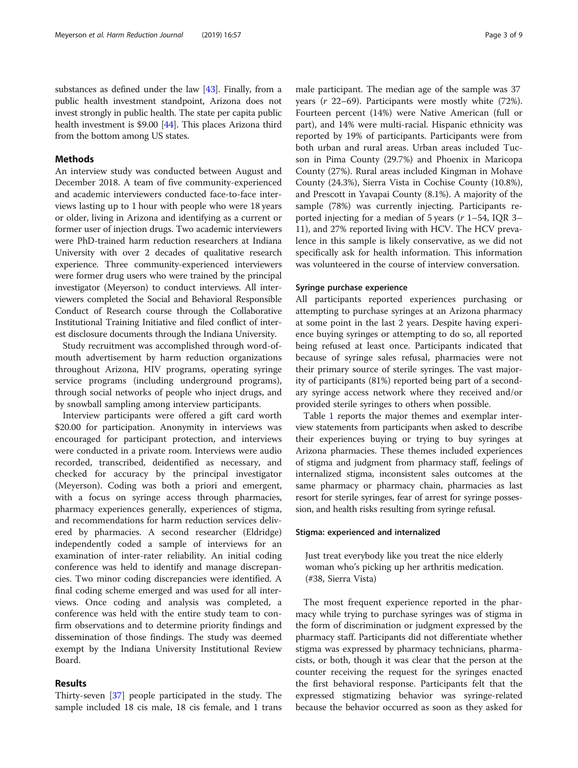substances as defined under the law [43]. Finally, from a public health investment standpoint, Arizona does not invest strongly in public health. The state per capita public health investment is $9.00 [44]. This places Arizona third from the bottom among US states.

## Methods

An interview study was conducted between August and December 2018. A team of five community-experienced and academic interviewers conducted face-to-face interviews lasting up to 1 hour with people who were 18 years or older, living in Arizona and identifying as a current or former user of injection drugs. Two academic interviewers were PhD-trained harm reduction researchers at Indiana University with over 2 decades of qualitative research experience. Three community-experienced interviewers were former drug users who were trained by the principal investigator (Meyerson) to conduct interviews. All interviewers completed the Social and Behavioral Responsible Conduct of Research course through the Collaborative Institutional Training Initiative and filed conflict of interest disclosure documents through the Indiana University.

Study recruitment was accomplished through word-of-mouth advertisement by harm reduction organizations throughout Arizona, HIV programs, operating syringe service programs (including underground programs), through social networks of people who inject drugs, and by snowball sampling among interview participants.

Interview participants were offered a gift card worth $20.00 for participation. Anonymity in interviews was encouraged for participant protection, and interviews were conducted in a private room. Interviews were audio recorded, transcribed, deidentified as necessary, and checked for accuracy by the principal investigator (Meyerson). Coding was both a priori and emergent, with a focus on syringe access through pharmacies, pharmacy experiences generally, experiences of stigma, and recommendations for harm reduction services delivered by pharmacies. A second researcher (Eldridge) independently coded a sample of interviews for an examination of inter-rater reliability. An initial coding conference was held to identify and manage discrepancies. Two minor coding discrepancies were identified. A final coding scheme emerged and was used for all interviews. Once coding and analysis was completed, a conference was held with the entire study team to confirm observations and to determine priority findings and dissemination of those findings. The study was deemed exempt by the Indiana University Institutional Review Board.

## Results

Thirty-seven [37] people participated in the study. The sample included 18 cis male, 18 cis female, and 1 trans male participant. The median age of the sample was 37 years (*r* 22–69). Participants were mostly white (72%). Fourteen percent (14%) were Native American (full or part), and 14% were multi-racial. Hispanic ethnicity was reported by 19% of participants. Participants were from both urban and rural areas. Urban areas included Tucson in Pima County (29.7%) and Phoenix in Maricopa County (27%). Rural areas included Kingman in Mohave County (24.3%), Sierra Vista in Cochise County (10.8%), and Prescott in Yavapai County (8.1%). A majority of the sample (78%) was currently injecting. Participants reported injecting for a median of 5 years (*r* 1–54, IQR 3–11), and 27% reported living with HCV. The HCV prevalence in this sample is likely conservative, as we did not specifically ask for health information. This information was volunteered in the course of interview conversation.

### Syringe purchase experience

All participants reported experiences purchasing or attempting to purchase syringes at an Arizona pharmacy at some point in the last 2 years. Despite having experience buying syringes or attempting to do so, all reported being refused at least once. Participants indicated that because of syringe sales refusal, pharmacies were not their primary source of sterile syringes. The vast majority of participants (81%) reported being part of a secondary syringe access network where they received and/or provided sterile syringes to others when possible.

Table 1 reports the major themes and exemplar interview statements from participants when asked to describe their experiences buying or trying to buy syringes at Arizona pharmacies. These themes included experiences of stigma and judgment from pharmacy staff, feelings of internalized stigma, inconsistent sales outcomes at the same pharmacy or pharmacy chain, pharmacies as last resort for sterile syringes, fear of arrest for syringe possession, and health risks resulting from syringe refusal.

### Stigma: experienced and internalized

> Just treat everybody like you treat the nice elderly woman who's picking up her arthritis medication. (#38, Sierra Vista)

The most frequent experience reported in the pharmacy while trying to purchase syringes was of stigma in the form of discrimination or judgment expressed by the pharmacy staff. Participants did not differentiate whether stigma was expressed by pharmacy technicians, pharmacists, or both, though it was clear that the person at the counter receiving the request for the syringes enacted the first behavioral response. Participants felt that the expressed stigmatizing behavior was syringe-related because the behavior occurred as soon as they asked for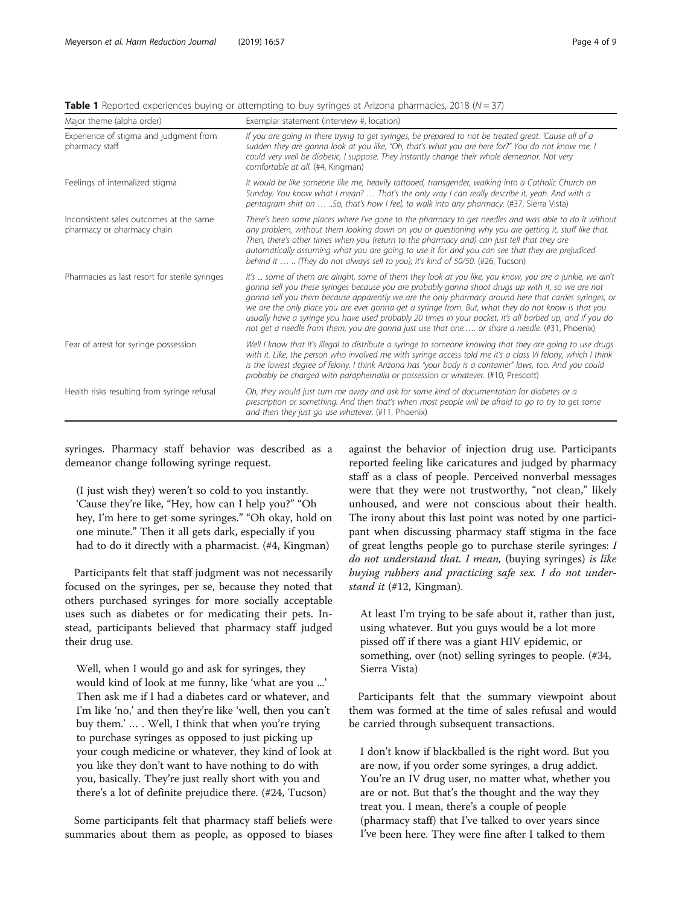**Table 1** Reported experiences buying or attempting to buy syringes at Arizona pharmacies, 2018 ($N = 37$)

| Major theme (alpha order) | Exemplar statement (interview #, location) |
|---|---|
| Experience of stigma and judgment from pharmacy staff | *If you are going in there trying to get syringes, be prepared to not be treated great. 'Cause all of a sudden they are gonna look at you like, "Oh, that's what you are here for?" You do not know me, I could very well be diabetic, I suppose. They instantly change their whole demeanor. Not very comfortable at all.* (#4, Kingman) |
| Feelings of internalized stigma | *It would be like someone like me, heavily tattooed, transgender, walking into a Catholic Church on Sunday. You know what I mean? … That's the only way I can really describe it, yeah. And with a pentagram shirt on … ..So, that's how I feel, to walk into any pharmacy.* (#37, Sierra Vista) |
| Inconsistent sales outcomes at the same pharmacy or pharmacy chain | *There's been some places where I've gone to the pharmacy to get needles and was able to do it without any problem, without them looking down on you or questioning why you are getting it, stuff like that. Then, there's other times when you (return to the pharmacy and) can just tell that they are automatically assuming what you are going to use it for and you can see that they are prejudiced behind it … .. (They do not always sell to you); it's kind of 50/50.* (#26, Tucson) |
| Pharmacies as last resort for sterile syringes | *It's ... some of them are alright, some of them they look at you like, you know, you are a junkie, we ain't gonna sell you these syringes because you are probably gonna shoot drugs up with it, so we are not gonna sell you them because apparently we are the only pharmacy around here that carries syringes, or we are the only place you are ever gonna get a syringe from. But, what they do not know is that you usually have a syringe you have used probably 20 times in your pocket, it's all barbed up, and if you do not get a needle from them, you are gonna just use that one….. or share a needle.* (#31, Phoenix) |
| Fear of arrest for syringe possession | *Well I know that it's illegal to distribute a syringe to someone knowing that they are going to use drugs with it. Like, the person who involved me with syringe access told me it's a class VI felony, which I think is the lowest degree of felony. I think Arizona has "your body is a container" laws, too. And you could probably be charged with paraphernalia or possession or whatever.* (#10, Prescott) |
| Health risks resulting from syringe refusal | *Oh, they would just turn me away and ask for some kind of documentation for diabetes or a prescription or something. And then that's when most people will be afraid to go to try to get some and then they just go use whatever.* (#11, Phoenix) |

syringes. Pharmacy staff behavior was described as a demeanor change following syringe request.

> (I just wish they) weren't so cold to you instantly. 'Cause they're like, "Hey, how can I help you?" "Oh hey, I'm here to get some syringes." "Oh okay, hold on one minute." Then it all gets dark, especially if you had to do it directly with a pharmacist. (#4, Kingman)

Participants felt that staff judgment was not necessarily focused on the syringes, per se, because they noted that others purchased syringes for more socially acceptable uses such as diabetes or for medicating their pets. Instead, participants believed that pharmacy staff judged their drug use.

> Well, when I would go and ask for syringes, they would kind of look at me funny, like 'what are you ...' Then ask me if I had a diabetes card or whatever, and I'm like 'no,' and then they're like 'well, then you can't buy them.' … . Well, I think that when you're trying to purchase syringes as opposed to just picking up your cough medicine or whatever, they kind of look at you like they don't want to have nothing to do with you, basically. They're just really short with you and there's a lot of definite prejudice there. (#24, Tucson)

Some participants felt that pharmacy staff beliefs were summaries about them as people, as opposed to biases against the behavior of injection drug use. Participants reported feeling like caricatures and judged by pharmacy staff as a class of people. Perceived nonverbal messages were that they were not trustworthy, "not clean," likely unhoused, and were not conscious about their health. The irony about this last point was noted by one participant when discussing pharmacy staff stigma in the face of great lengths people go to purchase sterile syringes: *I do not understand that. I mean,* (buying syringes) *is like buying rubbers and practicing safe sex. I do not understand it* (#12, Kingman).

> At least I'm trying to be safe about it, rather than just, using whatever. But you guys would be a lot more pissed off if there was a giant HIV epidemic, or something, over (not) selling syringes to people. (#34, Sierra Vista)

Participants felt that the summary viewpoint about them was formed at the time of sales refusal and would be carried through subsequent transactions.

> I don't know if blackballed is the right word. But you are now, if you order some syringes, a drug addict. You're an IV drug user, no matter what, whether you are or not. But that's the thought and the way they treat you. I mean, there's a couple of people (pharmacy staff) that I've talked to over years since I've been here. They were fine after I talked to them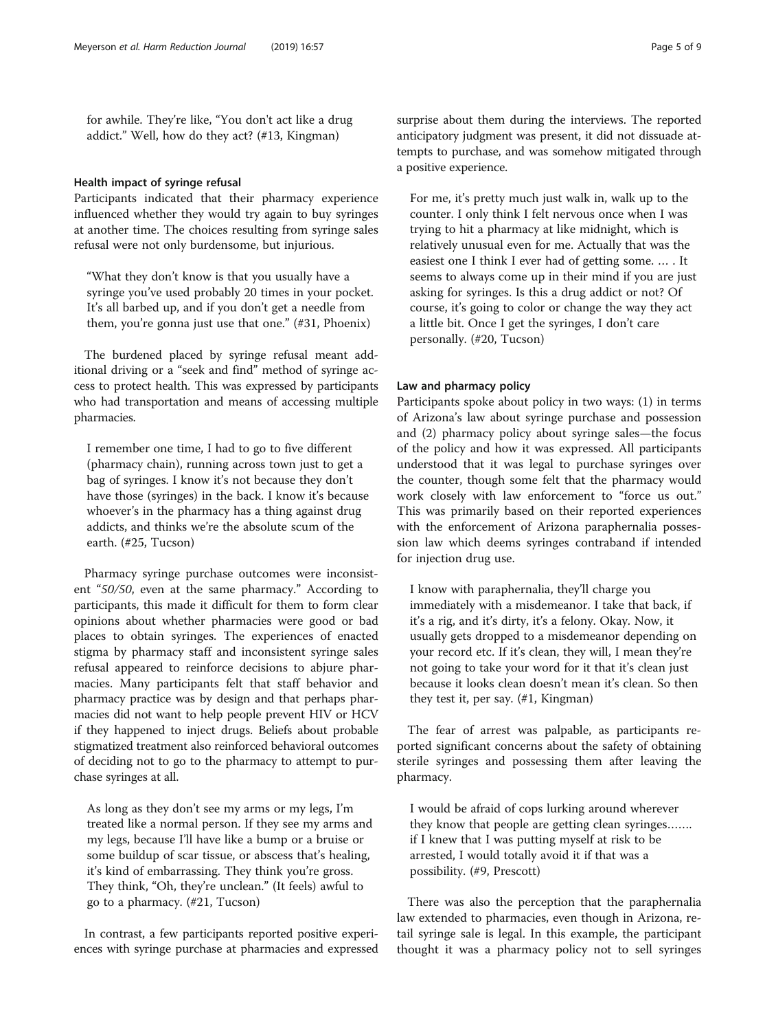for awhile. They're like, "You don't act like a drug addict." Well, how do they act? (#13, Kingman)

### Health impact of syringe refusal

Participants indicated that their pharmacy experience influenced whether they would try again to buy syringes at another time. The choices resulting from syringe sales refusal were not only burdensome, but injurious.

> "What they don't know is that you usually have a syringe you've used probably 20 times in your pocket. It's all barbed up, and if you don't get a needle from them, you're gonna just use that one." (#31, Phoenix)

The burdened placed by syringe refusal meant additional driving or a "seek and find" method of syringe access to protect health. This was expressed by participants who had transportation and means of accessing multiple pharmacies.

> I remember one time, I had to go to five different (pharmacy chain), running across town just to get a bag of syringes. I know it's not because they don't have those (syringes) in the back. I know it's because whoever's in the pharmacy has a thing against drug addicts, and thinks we're the absolute scum of the earth. (#25, Tucson)

Pharmacy syringe purchase outcomes were inconsistent "*50/50*, even at the same pharmacy." According to participants, this made it difficult for them to form clear opinions about whether pharmacies were good or bad places to obtain syringes. The experiences of enacted stigma by pharmacy staff and inconsistent syringe sales refusal appeared to reinforce decisions to abjure pharmacies. Many participants felt that staff behavior and pharmacy practice was by design and that perhaps pharmacies did not want to help people prevent HIV or HCV if they happened to inject drugs. Beliefs about probable stigmatized treatment also reinforced behavioral outcomes of deciding not to go to the pharmacy to attempt to purchase syringes at all.

> As long as they don't see my arms or my legs, I'm treated like a normal person. If they see my arms and my legs, because I'll have like a bump or a bruise or some buildup of scar tissue, or abscess that's healing, it's kind of embarrassing. They think you're gross. They think, "Oh, they're unclean." (It feels) awful to go to a pharmacy. (#21, Tucson)

In contrast, a few participants reported positive experiences with syringe purchase at pharmacies and expressed surprise about them during the interviews. The reported anticipatory judgment was present, it did not dissuade attempts to purchase, and was somehow mitigated through a positive experience.

> For me, it's pretty much just walk in, walk up to the counter. I only think I felt nervous once when I was trying to hit a pharmacy at like midnight, which is relatively unusual even for me. Actually that was the easiest one I think I ever had of getting some. … . It seems to always come up in their mind if you are just asking for syringes. Is this a drug addict or not? Of course, it's going to color or change the way they act a little bit. Once I get the syringes, I don't care personally. (#20, Tucson)

### Law and pharmacy policy

Participants spoke about policy in two ways: (1) in terms of Arizona's law about syringe purchase and possession and (2) pharmacy policy about syringe sales—the focus of the policy and how it was expressed. All participants understood that it was legal to purchase syringes over the counter, though some felt that the pharmacy would work closely with law enforcement to "force us out." This was primarily based on their reported experiences with the enforcement of Arizona paraphernalia possession law which deems syringes contraband if intended for injection drug use.

> I know with paraphernalia, they'll charge you immediately with a misdemeanor. I take that back, if it's a rig, and it's dirty, it's a felony. Okay. Now, it usually gets dropped to a misdemeanor depending on your record etc. If it's clean, they will, I mean they're not going to take your word for it that it's clean just because it looks clean doesn't mean it's clean. So then they test it, per say. (#1, Kingman)

The fear of arrest was palpable, as participants reported significant concerns about the safety of obtaining sterile syringes and possessing them after leaving the pharmacy.

> I would be afraid of cops lurking around wherever they know that people are getting clean syringes……. if I knew that I was putting myself at risk to be arrested, I would totally avoid it if that was a possibility. (#9, Prescott)

There was also the perception that the paraphernalia law extended to pharmacies, even though in Arizona, retail syringe sale is legal. In this example, the participant thought it was a pharmacy policy not to sell syringes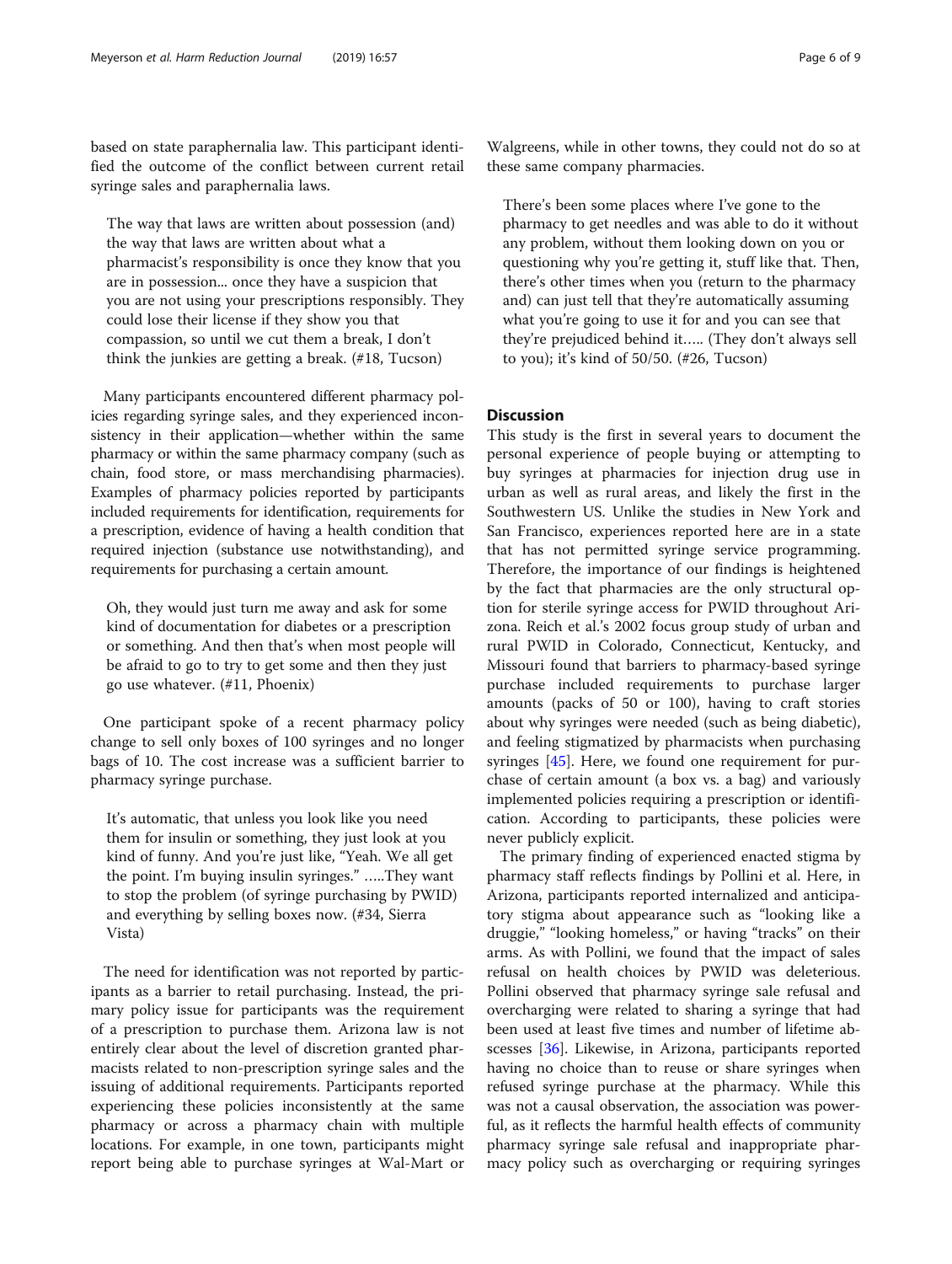based on state paraphernalia law. This participant identified the outcome of the conflict between current retail syringe sales and paraphernalia laws.

> The way that laws are written about possession (and) the way that laws are written about what a pharmacist's responsibility is once they know that you are in possession... once they have a suspicion that you are not using your prescriptions responsibly. They could lose their license if they show you that compassion, so until we cut them a break, I don't think the junkies are getting a break. (#18, Tucson)

Many participants encountered different pharmacy policies regarding syringe sales, and they experienced inconsistency in their application—whether within the same pharmacy or within the same pharmacy company (such as chain, food store, or mass merchandising pharmacies). Examples of pharmacy policies reported by participants included requirements for identification, requirements for a prescription, evidence of having a health condition that required injection (substance use notwithstanding), and requirements for purchasing a certain amount.

> Oh, they would just turn me away and ask for some kind of documentation for diabetes or a prescription or something. And then that's when most people will be afraid to go to try to get some and then they just go use whatever. (#11, Phoenix)

One participant spoke of a recent pharmacy policy change to sell only boxes of 100 syringes and no longer bags of 10. The cost increase was a sufficient barrier to pharmacy syringe purchase.

> It's automatic, that unless you look like you need them for insulin or something, they just look at you kind of funny. And you're just like, "Yeah. We all get the point. I'm buying insulin syringes." .....They want to stop the problem (of syringe purchasing by PWID) and everything by selling boxes now. (#34, Sierra Vista)

The need for identification was not reported by participants as a barrier to retail purchasing. Instead, the primary policy issue for participants was the requirement of a prescription to purchase them. Arizona law is not entirely clear about the level of discretion granted pharmacists related to non-prescription syringe sales and the issuing of additional requirements. Participants reported experiencing these policies inconsistently at the same pharmacy or across a pharmacy chain with multiple locations. For example, in one town, participants might report being able to purchase syringes at Wal-Mart or Walgreens, while in other towns, they could not do so at these same company pharmacies.

> There's been some places where I've gone to the pharmacy to get needles and was able to do it without any problem, without them looking down on you or questioning why you're getting it, stuff like that. Then, there's other times when you (return to the pharmacy and) can just tell that they're automatically assuming what you're going to use it for and you can see that they're prejudiced behind it..... (They don't always sell to you); it's kind of 50/50. (#26, Tucson)

## Discussion

This study is the first in several years to document the personal experience of people buying or attempting to buy syringes at pharmacies for injection drug use in urban as well as rural areas, and likely the first in the Southwestern US. Unlike the studies in New York and San Francisco, experiences reported here are in a state that has not permitted syringe service programming. Therefore, the importance of our findings is heightened by the fact that pharmacies are the only structural option for sterile syringe access for PWID throughout Arizona. Reich et al.'s 2002 focus group study of urban and rural PWID in Colorado, Connecticut, Kentucky, and Missouri found that barriers to pharmacy-based syringe purchase included requirements to purchase larger amounts (packs of 50 or 100), having to craft stories about why syringes were needed (such as being diabetic), and feeling stigmatized by pharmacists when purchasing syringes [45]. Here, we found one requirement for purchase of certain amount (a box vs. a bag) and variously implemented policies requiring a prescription or identification. According to participants, these policies were never publicly explicit.

The primary finding of experienced enacted stigma by pharmacy staff reflects findings by Pollini et al. Here, in Arizona, participants reported internalized and anticipatory stigma about appearance such as "looking like a druggie," "looking homeless," or having "tracks" on their arms. As with Pollini, we found that the impact of sales refusal on health choices by PWID was deleterious. Pollini observed that pharmacy syringe sale refusal and overcharging were related to sharing a syringe that had been used at least five times and number of lifetime abscesses [36]. Likewise, in Arizona, participants reported having no choice than to reuse or share syringes when refused syringe purchase at the pharmacy. While this was not a causal observation, the association was powerful, as it reflects the harmful health effects of community pharmacy syringe sale refusal and inappropriate pharmacy policy such as overcharging or requiring syringes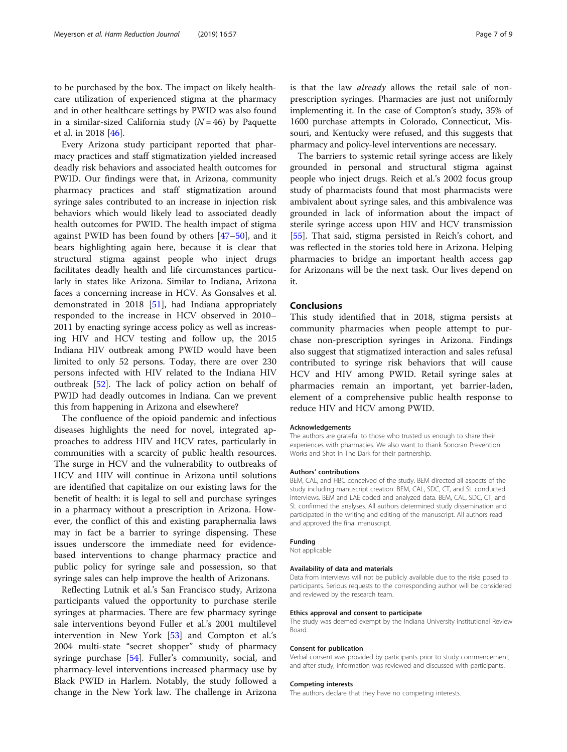to be purchased by the box. The impact on likely healthcare utilization of experienced stigma at the pharmacy and in other healthcare settings by PWID was also found in a similar-sized California study ($N = 46$) by Paquette et al. in 2018 [46].

Every Arizona study participant reported that pharmacy practices and staff stigmatization yielded increased deadly risk behaviors and associated health outcomes for PWID. Our findings were that, in Arizona, community pharmacy practices and staff stigmatization around syringe sales contributed to an increase in injection risk behaviors which would likely lead to associated deadly health outcomes for PWID. The health impact of stigma against PWID has been found by others [47–50], and it bears highlighting again here, because it is clear that structural stigma against people who inject drugs facilitates deadly health and life circumstances particularly in states like Arizona. Similar to Indiana, Arizona faces a concerning increase in HCV. As Gonsalves et al. demonstrated in 2018 [51], had Indiana appropriately responded to the increase in HCV observed in 2010–2011 by enacting syringe access policy as well as increasing HIV and HCV testing and follow up, the 2015 Indiana HIV outbreak among PWID would have been limited to only 52 persons. Today, there are over 230 persons infected with HIV related to the Indiana HIV outbreak [52]. The lack of policy action on behalf of PWID had deadly outcomes in Indiana. Can we prevent this from happening in Arizona and elsewhere?

The confluence of the opioid pandemic and infectious diseases highlights the need for novel, integrated approaches to address HIV and HCV rates, particularly in communities with a scarcity of public health resources. The surge in HCV and the vulnerability to outbreaks of HCV and HIV will continue in Arizona until solutions are identified that capitalize on our existing laws for the benefit of health: it is legal to sell and purchase syringes in a pharmacy without a prescription in Arizona. However, the conflict of this and existing paraphernalia laws may in fact be a barrier to syringe dispensing. These issues underscore the immediate need for evidence-based interventions to change pharmacy practice and public policy for syringe sale and possession, so that syringe sales can help improve the health of Arizonans.

Reflecting Lutnik et al.'s San Francisco study, Arizona participants valued the opportunity to purchase sterile syringes at pharmacies. There are few pharmacy syringe sale interventions beyond Fuller et al.'s 2001 multilevel intervention in New York [53] and Compton et al.'s 2004 multi-state "secret shopper" study of pharmacy syringe purchase [54]. Fuller's community, social, and pharmacy-level interventions increased pharmacy use by Black PWID in Harlem. Notably, the study followed a change in the New York law. The challenge in Arizona is that the law *already* allows the retail sale of non-prescription syringes. Pharmacies are just not uniformly implementing it. In the case of Compton's study, 35% of 1600 purchase attempts in Colorado, Connecticut, Missouri, and Kentucky were refused, and this suggests that pharmacy and policy-level interventions are necessary.

The barriers to systemic retail syringe access are likely grounded in personal and structural stigma against people who inject drugs. Reich et al.'s 2002 focus group study of pharmacists found that most pharmacists were ambivalent about syringe sales, and this ambivalence was grounded in lack of information about the impact of sterile syringe access upon HIV and HCV transmission [55]. That said, stigma persisted in Reich's cohort, and was reflected in the stories told here in Arizona. Helping pharmacies to bridge an important health access gap for Arizonans will be the next task. Our lives depend on it.

## Conclusions

This study identified that in 2018, stigma persists at community pharmacies when people attempt to purchase non-prescription syringes in Arizona. Findings also suggest that stigmatized interaction and sales refusal contributed to syringe risk behaviors that will cause HCV and HIV among PWID. Retail syringe sales at pharmacies remain an important, yet barrier-laden, element of a comprehensive public health response to reduce HIV and HCV among PWID.

#### Acknowledgements

The authors are grateful to those who trusted us enough to share their experiences with pharmacies. We also want to thank Sonoran Prevention Works and Shot In The Dark for their partnership.

#### Authors' contributions

BEM, CAL, and HBC conceived of the study. BEM directed all aspects of the study including manuscript creation. BEM, CAL, SDC, CT, and SL conducted interviews. BEM and LAE coded and analyzed data. BEM, CAL, SDC, CT, and SL confirmed the analyses. All authors determined study dissemination and participated in the writing and editing of the manuscript. All authors read and approved the final manuscript.

#### Funding

Not applicable

#### Availability of data and materials

Data from interviews will not be publicly available due to the risks posed to participants. Serious requests to the corresponding author will be considered and reviewed by the research team.

#### Ethics approval and consent to participate

The study was deemed exempt by the Indiana University Institutional Review Board.

#### Consent for publication

Verbal consent was provided by participants prior to study commencement, and after study, information was reviewed and discussed with participants.

#### Competing interests

The authors declare that they have no competing interests.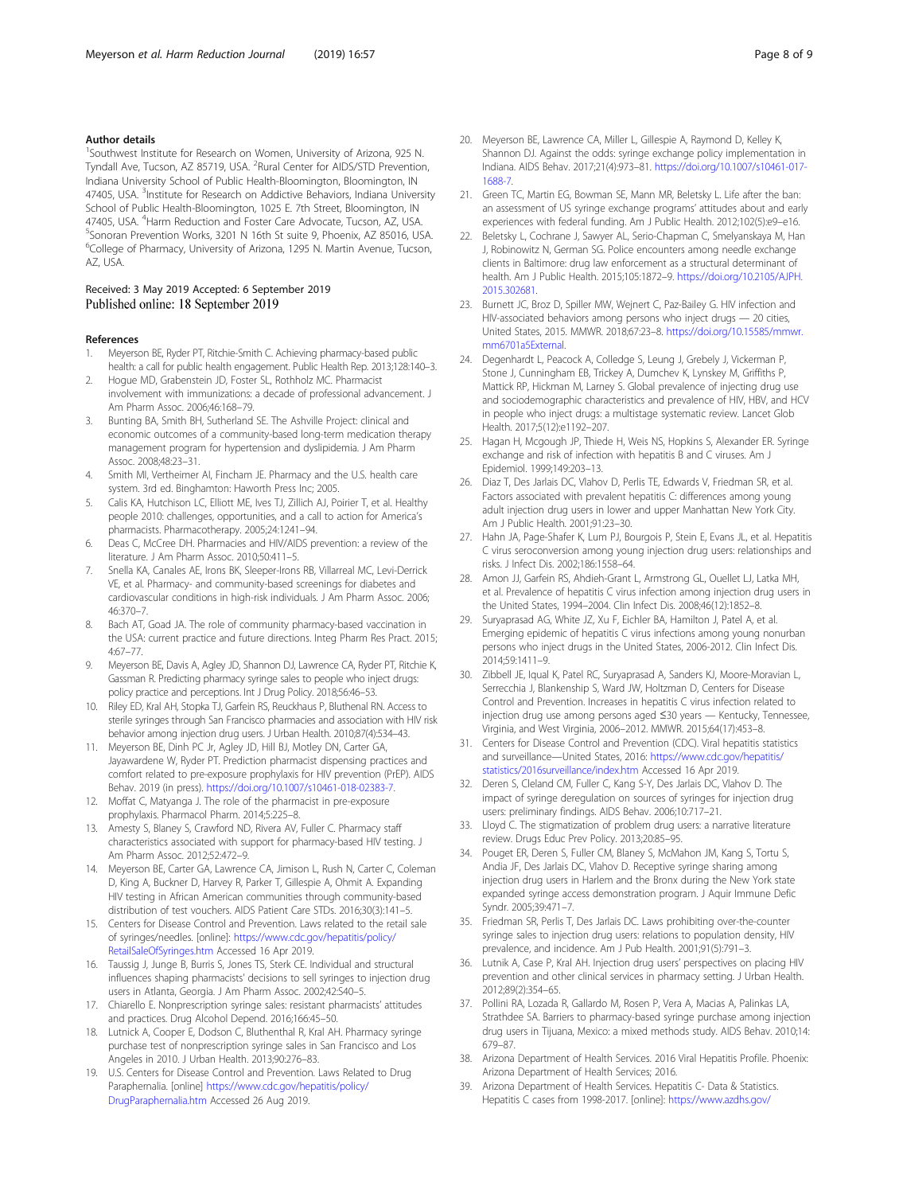### Author details

[1]Southwest Institute for Research on Women, University of Arizona, 925 N. Tyndall Ave, Tucson, AZ 85719, USA. [2]Rural Center for AIDS/STD Prevention, Indiana University School of Public Health-Bloomington, Bloomington, IN 47405, USA. [3]Institute for Research on Addictive Behaviors, Indiana University School of Public Health-Bloomington, 1025 E. 7th Street, Bloomington, IN 47405, USA. [4]Harm Reduction and Foster Care Advocate, Tucson, AZ, USA. [5]Sonoran Prevention Works, 3201 N 16th St suite 9, Phoenix, AZ 85016, USA. [6]College of Pharmacy, University of Arizona, 1295 N. Martin Avenue, Tucson, AZ, USA.

Received: 3 May 2019 Accepted: 6 September 2019
Published online: 18 September 2019

### References

1. Meyerson BE, Ryder PT, Ritchie-Smith C. Achieving pharmacy-based public health: a call for public health engagement. Public Health Rep. 2013;128:140–3.
2. Hogue MD, Grabenstein JD, Foster SL, Rothholz MC. Pharmacist involvement with immunizations: a decade of professional advancement. J Am Pharm Assoc. 2006;46:168–79.
3. Bunting BA, Smith BH, Sutherland SE. The Ashville Project: clinical and economic outcomes of a community-based long-term medication therapy management program for hypertension and dyslipidemia. J Am Pharm Assoc. 2008;48:23–31.
4. Smith MI, Vertheimer AI, Fincham JE. Pharmacy and the U.S. health care system. 3rd ed. Binghamton: Haworth Press Inc; 2005.
5. Calis KA, Hutchison LC, Elliott ME, Ives TJ, Zillich AJ, Poirier T, et al. Healthy people 2010: challenges, opportunities, and a call to action for America's pharmacists. Pharmacotherapy. 2005;24:1241–94.
6. Deas C, McCree DH. Pharmacies and HIV/AIDS prevention: a review of the literature. J Am Pharm Assoc. 2010;50:411–5.
7. Snella KA, Canales AE, Irons BK, Sleeper-Irons RB, Villarreal MC, Levi-Derrick VE, et al. Pharmacy- and community-based screenings for diabetes and cardiovascular conditions in high-risk individuals. J Am Pharm Assoc. 2006; 46:370–7.
8. Bach AT, Goad JA. The role of community pharmacy-based vaccination in the USA: current practice and future directions. Integ Pharm Res Pract. 2015; 4:67–77.
9. Meyerson BE, Davis A, Agley JD, Shannon DJ, Lawrence CA, Ryder PT, Ritchie K, Gassman R. Predicting pharmacy syringe sales to people who inject drugs: policy practice and perceptions. Int J Drug Policy. 2018;56:46–53.
10. Riley ED, Kral AH, Stopka TJ, Garfein RS, Reuckhaus P, Bluthenal RN. Access to sterile syringes through San Francisco pharmacies and association with HIV risk behavior among injection drug users. J Urban Health. 2010;87(4):534–43.
11. Meyerson BE, Dinh PC Jr, Agley JD, Hill BJ, Motley DN, Carter GA, Jayawardene W, Ryder PT. Prediction pharmacist dispensing practices and comfort related to pre-exposure prophylaxis for HIV prevention (PrEP). AIDS Behav. 2019 (in press). https://doi.org/10.1007/s10461-018-02383-7.
12. Moffat C, Matyanga J. The role of the pharmacist in pre-exposure prophylaxis. Pharmacol Pharm. 2014;5:225–8.
13. Amesty S, Blaney S, Crawford ND, Rivera AV, Fuller C. Pharmacy staff characteristics associated with support for pharmacy-based HIV testing. J Am Pharm Assoc. 2012;52:472–9.
14. Meyerson BE, Carter GA, Lawrence CA, Jimison L, Rush N, Carter C, Coleman D, King A, Buckner D, Harvey R, Parker T, Gillespie A, Ohmit A. Expanding HIV testing in African American communities through community-based distribution of test vouchers. AIDS Patient Care STDs. 2016;30(3):141–5.
15. Centers for Disease Control and Prevention. Laws related to the retail sale of syringes/needles. [online]: https://www.cdc.gov/hepatitis/policy/RetailSaleOfSyringes.htm Accessed 16 Apr 2019.
16. Taussig J, Junge B, Burris S, Jones TS, Sterk CE. Individual and structural influences shaping pharmacists' decisions to sell syringes to injection drug users in Atlanta, Georgia. J Am Pharm Assoc. 2002;42:S40–5.
17. Chiarello E. Nonprescription syringe sales: resistant pharmacists' attitudes and practices. Drug Alcohol Depend. 2016;166:45–50.
18. Lutnick A, Cooper E, Dodson C, Bluthenthal R, Kral AH. Pharmacy syringe purchase test of nonprescription syringe sales in San Francisco and Los Angeles in 2010. J Urban Health. 2013;90:276–83.
19. U.S. Centers for Disease Control and Prevention. Laws Related to Drug Paraphernalia. [online] https://www.cdc.gov/hepatitis/policy/DrugParaphernalia.htm Accessed 26 Aug 2019.
20. Meyerson BE, Lawrence CA, Miller L, Gillespie A, Raymond D, Kelley K, Shannon DJ. Against the odds: syringe exchange policy implementation in Indiana. AIDS Behav. 2017;21(4):973–81. https://doi.org/10.1007/s10461-017-1688-7.
21. Green TC, Martin EG, Bowman SE, Mann MR, Beletsky L. Life after the ban: an assessment of US syringe exchange programs' attitudes about and early experiences with federal funding. Am J Public Health. 2012;102(5):e9–e16.
22. Beletsky L, Cochrane J, Sawyer AL, Serio-Chapman C, Smelyanskaya M, Han J, Robinowitz N, German SG. Police encounters among needle exchange clients in Baltimore: drug law enforcement as a structural determinant of health. Am J Public Health. 2015;105:1872–9. https://doi.org/10.2105/AJPH.2015.302681.
23. Burnett JC, Broz D, Spiller MW, Wejnert C, Paz-Bailey G. HIV infection and HIV-associated behaviors among persons who inject drugs — 20 cities, United States, 2015. MMWR. 2018;67:23–8. https://doi.org/10.15585/mmwr.mm6701a5External.
24. Degenhardt L, Peacock A, Colledge S, Leung J, Grebely J, Vickerman P, Stone J, Cunningham EB, Trickey A, Dumchev K, Lynskey M, Griffiths P, Mattick RP, Hickman M, Larney S. Global prevalence of injecting drug use and sociodemographic characteristics and prevalence of HIV, HBV, and HCV in people who inject drugs: a multistage systematic review. Lancet Glob Health. 2017;5(12):e1192–207.
25. Hagan H, Mcgough JP, Thiede H, Weis NS, Hopkins S, Alexander ER. Syringe exchange and risk of infection with hepatitis B and C viruses. Am J Epidemiol. 1999;149:203–13.
26. Diaz T, Des Jarlais DC, Vlahov D, Perlis TE, Edwards V, Friedman SR, et al. Factors associated with prevalent hepatitis C: differences among young adult injection drug users in lower and upper Manhattan New York City. Am J Public Health. 2001;91:23–30.
27. Hahn JA, Page-Shafer K, Lum PJ, Bourgois P, Stein E, Evans JL, et al. Hepatitis C virus seroconversion among young injection drug users: relationships and risks. J Infect Dis. 2002;186:1558–64.
28. Amon JJ, Garfein RS, Ahdieh-Grant L, Armstrong GL, Ouellet LJ, Latka MH, et al. Prevalence of hepatitis C virus infection among injection drug users in the United States, 1994–2004. Clin Infect Dis. 2008;46(12):1852–8.
29. Suryaprasad AG, White JZ, Xu F, Eichler BA, Hamilton J, Patel A, et al. Emerging epidemic of hepatitis C virus infections among young nonurban persons who inject drugs in the United States, 2006-2012. Clin Infect Dis. 2014;59:1411–9.
30. Zibbell JE, Iqual K, Patel RC, Suryaprasad A, Sanders KJ, Moore-Moravian L, Serrecchia J, Blankenship S, Ward JW, Holtzman D, Centers for Disease Control and Prevention. Increases in hepatitis C virus infection related to injection drug use among persons aged ≤30 years — Kentucky, Tennessee, Virginia, and West Virginia, 2006–2012. MMWR. 2015;64(17):453–8.
31. Centers for Disease Control and Prevention (CDC). Viral hepatitis statistics and surveillance—United States, 2016: https://www.cdc.gov/hepatitis/statistics/2016surveillance/index.htm Accessed 16 Apr 2019.
32. Deren S, Cleland CM, Fuller C, Kang S-Y, Des Jarlais DC, Vlahov D. The impact of syringe deregulation on sources of syringes for injection drug users: preliminary findings. AIDS Behav. 2006;10:717–21.
33. Lloyd C. The stigmatization of problem drug users: a narrative literature review. Drugs Educ Prev Policy. 2013;20:85–95.
34. Pouget ER, Deren S, Fuller CM, Blaney S, McMahon JM, Kang S, Tortu S, Andia JF, Des Jarlais DC, Vlahov D. Receptive syringe sharing among injection drug users in Harlem and the Bronx during the New York state expanded syringe access demonstration program. J Aquir Immune Defic Syndr. 2005;39:471–7.
35. Friedman SR, Perlis T, Des Jarlais DC. Laws prohibiting over-the-counter syringe sales to injection drug users: relations to population density, HIV prevalence, and incidence. Am J Pub Health. 2001;91(5):791–3.
36. Lutnik A, Case P, Kral AH. Injection drug users' perspectives on placing HIV prevention and other clinical services in pharmacy setting. J Urban Health. 2012;89(2):354–65.
37. Pollini RA, Lozada R, Gallardo M, Rosen P, Vera A, Macias A, Palinkas LA, Strathdee SA. Barriers to pharmacy-based syringe purchase among injection drug users in Tijuana, Mexico: a mixed methods study. AIDS Behav. 2010;14: 679–87.
38. Arizona Department of Health Services. 2016 Viral Hepatitis Profile. Phoenix: Arizona Department of Health Services; 2016.
39. Arizona Department of Health Services. Hepatitis C- Data & Statistics. Hepatitis C cases from 1998-2017. [online]: https://www.azdhs.gov/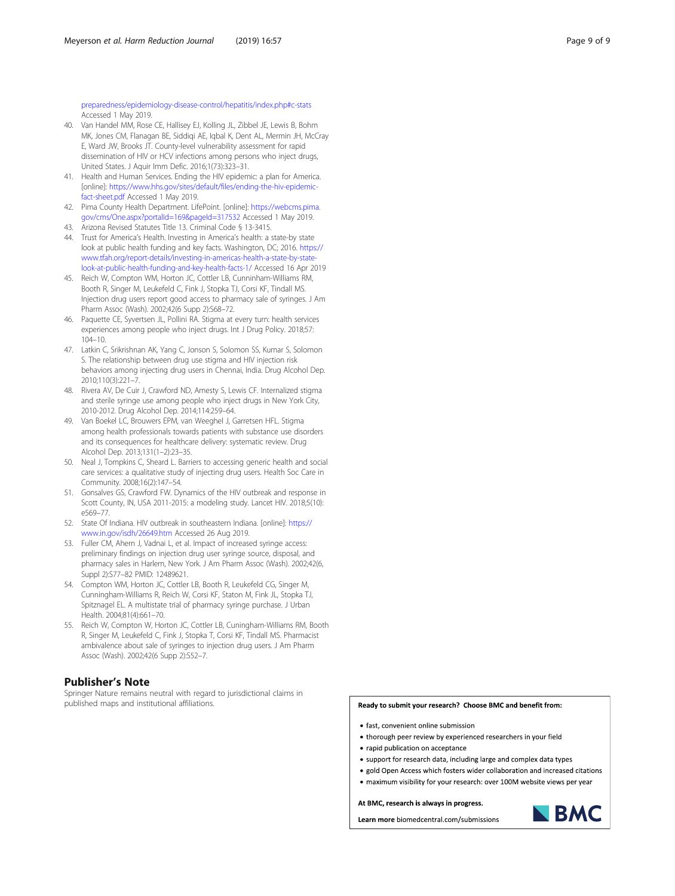preparedness/epidemiology-disease-control/hepatitis/index.php#c-stats Accessed 1 May 2019.

40. Van Handel MM, Rose CE, Hallisey EJ, Kolling JL, Zibbel JE, Lewis B, Bohm MK, Jones CM, Flanagan BE, Siddiqi AE, Iqbal K, Dent AL, Mermin JH, McCray E, Ward JW, Brooks JT. County-level vulnerability assessment for rapid dissemination of HIV or HCV infections among persons who inject drugs, United States. J Aquir Imm Defic. 2016;1(73):323–31.
41. Health and Human Services. Ending the HIV epidemic: a plan for America. [online]: https://www.hhs.gov/sites/default/files/ending-the-hiv-epidemic-fact-sheet.pdf Accessed 1 May 2019.
42. Pima County Health Department. LifePoint. [online]: https://webcms.pima.gov/cms/One.aspx?portalId=169&pageId=317532 Accessed 1 May 2019.
43. Arizona Revised Statutes Title 13. Criminal Code § 13-3415.
44. Trust for America's Health. Investing in America's health: a state-by state look at public health funding and key facts. Washington, DC; 2016. https://www.tfah.org/report-details/investing-in-americas-health-a-state-by-state-look-at-public-health-funding-and-key-health-facts-1/ Accessed 16 Apr 2019
45. Reich W, Compton WM, Horton JC, Cottler LB, Cunninham-Williams RM, Booth R, Singer M, Leukefeld C, Fink J, Stopka TJ, Corsi KF, Tindall MS. Injection drug users report good access to pharmacy sale of syringes. J Am Pharm Assoc (Wash). 2002;42(6 Supp 2):S68–72.
46. Paquette CE, Syvertsen JL, Pollini RA. Stigma at every turn: health services experiences among people who inject drugs. Int J Drug Policy. 2018;57:104–10.
47. Latkin C, Srikrishnan AK, Yang C, Jonson S, Solomon SS, Kumar S, Solomon S. The relationship between drug use stigma and HIV injection risk behaviors among injecting drug users in Chennai, India. Drug Alcohol Dep. 2010;110(3):221–7.
48. Rivera AV, De Cuir J, Crawford ND, Amesty S, Lewis CF. Internalized stigma and sterile syringe use among people who inject drugs in New York City, 2010-2012. Drug Alcohol Dep. 2014;114:259–64.
49. Van Boekel LC, Brouwers EPM, van Weeghel J, Garretsen HFL. Stigma among health professionals towards patients with substance use disorders and its consequences for healthcare delivery: systematic review. Drug Alcohol Dep. 2013;131(1–2):23–35.
50. Neal J, Tompkins C, Sheard L. Barriers to accessing generic health and social care services: a qualitative study of injecting drug users. Health Soc Care in Community. 2008;16(2):147–54.
51. Gonsalves GS, Crawford FW. Dynamics of the HIV outbreak and response in Scott County, IN, USA 2011-2015: a modeling study. Lancet HIV. 2018;5(10):e569–77.
52. State Of Indiana. HIV outbreak in southeastern Indiana. [online]: https://www.in.gov/isdh/26649.htm Accessed 26 Aug 2019.
53. Fuller CM, Ahern J, Vadnai L, et al. Impact of increased syringe access: preliminary findings on injection drug user syringe source, disposal, and pharmacy sales in Harlem, New York. J Am Pharm Assoc (Wash). 2002;42(6, Suppl 2):S77–82 PMID: 12489621.
54. Compton WM, Horton JC, Cottler LB, Booth R, Leukefeld CG, Singer M, Cunningham-Williams R, Reich W, Corsi KF, Staton M, Fink JL, Stopka TJ, Spitznagel EL. A multistate trial of pharmacy syringe purchase. J Urban Health. 2004;81(4):661–70.
55. Reich W, Compton W, Horton JC, Cottler LB, Cuningham-Williams RM, Booth R, Singer M, Leukefeld C, Fink J, Stopka T, Corsi KF, Tindall MS. Pharmacist ambivalence about sale of syringes to injection drug users. J Am Pharm Assoc (Wash). 2002;42(6 Supp 2):S52–7.

## Publisher's Note

Springer Nature remains neutral with regard to jurisdictional claims in published maps and institutional affiliations.

**Ready to submit your research? Choose BMC and benefit from:**

- fast, convenient online submission
- thorough peer review by experienced researchers in your field
- rapid publication on acceptance
- support for research data, including large and complex data types
- gold Open Access which fosters wider collaboration and increased citations
- maximum visibility for your research: over 100M website views per year

**At BMC, research is always in progress.**

**Learn more** biomedcentral.com/submissions

BMC